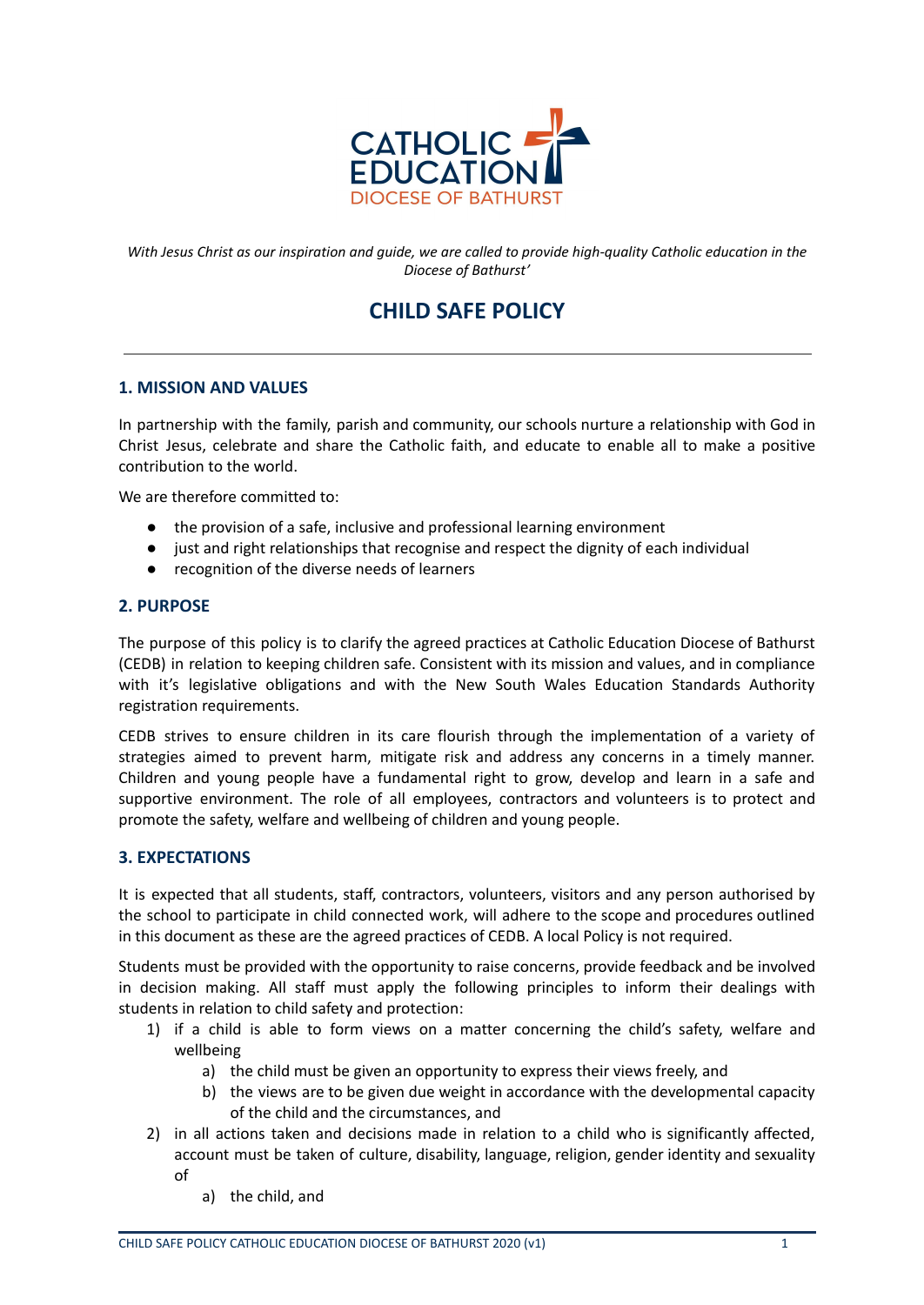CATHOLIC EDUCATION
DIOCESE OF BATHURST

*With Jesus Christ as our inspiration and guide, we are called to provide high-quality Catholic education in the Diocese of Bathurst'*

# CHILD SAFE POLICY

## 1. MISSION AND VALUES

In partnership with the family, parish and community, our schools nurture a relationship with God in Christ Jesus, celebrate and share the Catholic faith, and educate to enable all to make a positive contribution to the world.

We are therefore committed to:

- the provision of a safe, inclusive and professional learning environment
- just and right relationships that recognise and respect the dignity of each individual
- recognition of the diverse needs of learners

## 2. PURPOSE

The purpose of this policy is to clarify the agreed practices at Catholic Education Diocese of Bathurst (CEDB) in relation to keeping children safe. Consistent with its mission and values, and in compliance with it's legislative obligations and with the New South Wales Education Standards Authority registration requirements.

CEDB strives to ensure children in its care flourish through the implementation of a variety of strategies aimed to prevent harm, mitigate risk and address any concerns in a timely manner. Children and young people have a fundamental right to grow, develop and learn in a safe and supportive environment. The role of all employees, contractors and volunteers is to protect and promote the safety, welfare and wellbeing of children and young people.

## 3. EXPECTATIONS

It is expected that all students, staff, contractors, volunteers, visitors and any person authorised by the school to participate in child connected work, will adhere to the scope and procedures outlined in this document as these are the agreed practices of CEDB. A local Policy is not required.

Students must be provided with the opportunity to raise concerns, provide feedback and be involved in decision making. All staff must apply the following principles to inform their dealings with students in relation to child safety and protection:

1) if a child is able to form views on a matter concerning the child's safety, welfare and wellbeing
    a) the child must be given an opportunity to express their views freely, and
    b) the views are to be given due weight in accordance with the developmental capacity of the child and the circumstances, and
2) in all actions taken and decisions made in relation to a child who is significantly affected, account must be taken of culture, disability, language, religion, gender identity and sexuality of
    a) the child, and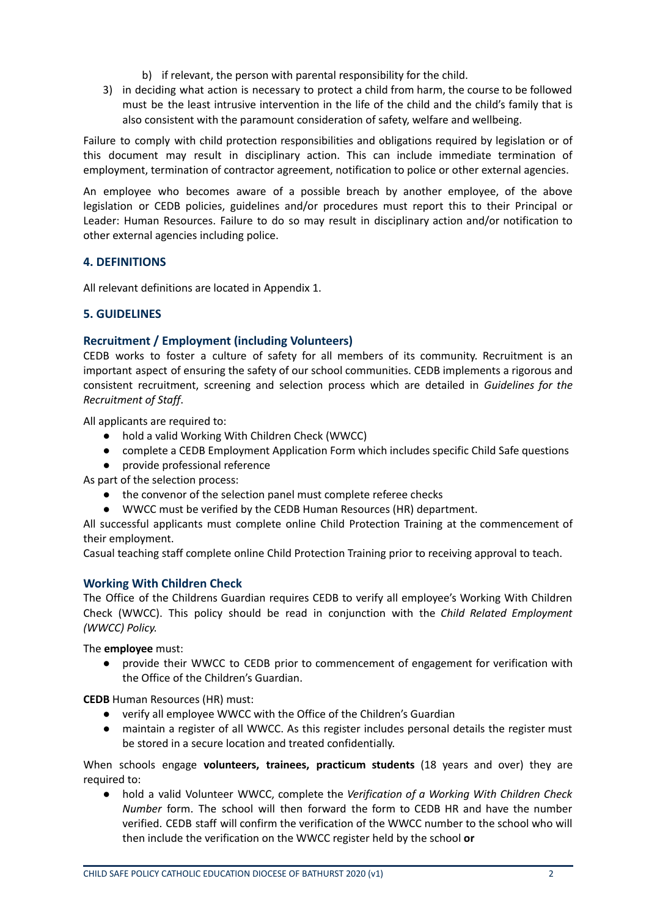b) if relevant, the person with parental responsibility for the child.

3) in deciding what action is necessary to protect a child from harm, the course to be followed must be the least intrusive intervention in the life of the child and the child's family that is also consistent with the paramount consideration of safety, welfare and wellbeing.

Failure to comply with child protection responsibilities and obligations required by legislation or of this document may result in disciplinary action. This can include immediate termination of employment, termination of contractor agreement, notification to police or other external agencies.

An employee who becomes aware of a possible breach by another employee, of the above legislation or CEDB policies, guidelines and/or procedures must report this to their Principal or Leader: Human Resources. Failure to do so may result in disciplinary action and/or notification to other external agencies including police.

## 4. DEFINITIONS

All relevant definitions are located in Appendix 1.

## 5. GUIDELINES

### Recruitment / Employment (including Volunteers)

CEDB works to foster a culture of safety for all members of its community. Recruitment is an important aspect of ensuring the safety of our school communities. CEDB implements a rigorous and consistent recruitment, screening and selection process which are detailed in *Guidelines for the Recruitment of Staff*.

All applicants are required to:

- hold a valid Working With Children Check (WWCC)
- complete a CEDB Employment Application Form which includes specific Child Safe questions
- provide professional reference

As part of the selection process:

- the convenor of the selection panel must complete referee checks
- WWCC must be verified by the CEDB Human Resources (HR) department.

All successful applicants must complete online Child Protection Training at the commencement of their employment.

Casual teaching staff complete online Child Protection Training prior to receiving approval to teach.

### Working With Children Check

The Office of the Childrens Guardian requires CEDB to verify all employee's Working With Children Check (WWCC). This policy should be read in conjunction with the *Child Related Employment (WWCC) Policy.*

The **employee** must:

- provide their WWCC to CEDB prior to commencement of engagement for verification with the Office of the Children's Guardian.

**CEDB** Human Resources (HR) must:

- verify all employee WWCC with the Office of the Children's Guardian
- maintain a register of all WWCC. As this register includes personal details the register must be stored in a secure location and treated confidentially.

When schools engage **volunteers, trainees, practicum students** (18 years and over) they are required to:

- hold a valid Volunteer WWCC, complete the *Verification of a Working With Children Check Number* form. The school will then forward the form to CEDB HR and have the number verified. CEDB staff will confirm the verification of the WWCC number to the school who will then include the verification on the WWCC register held by the school **or**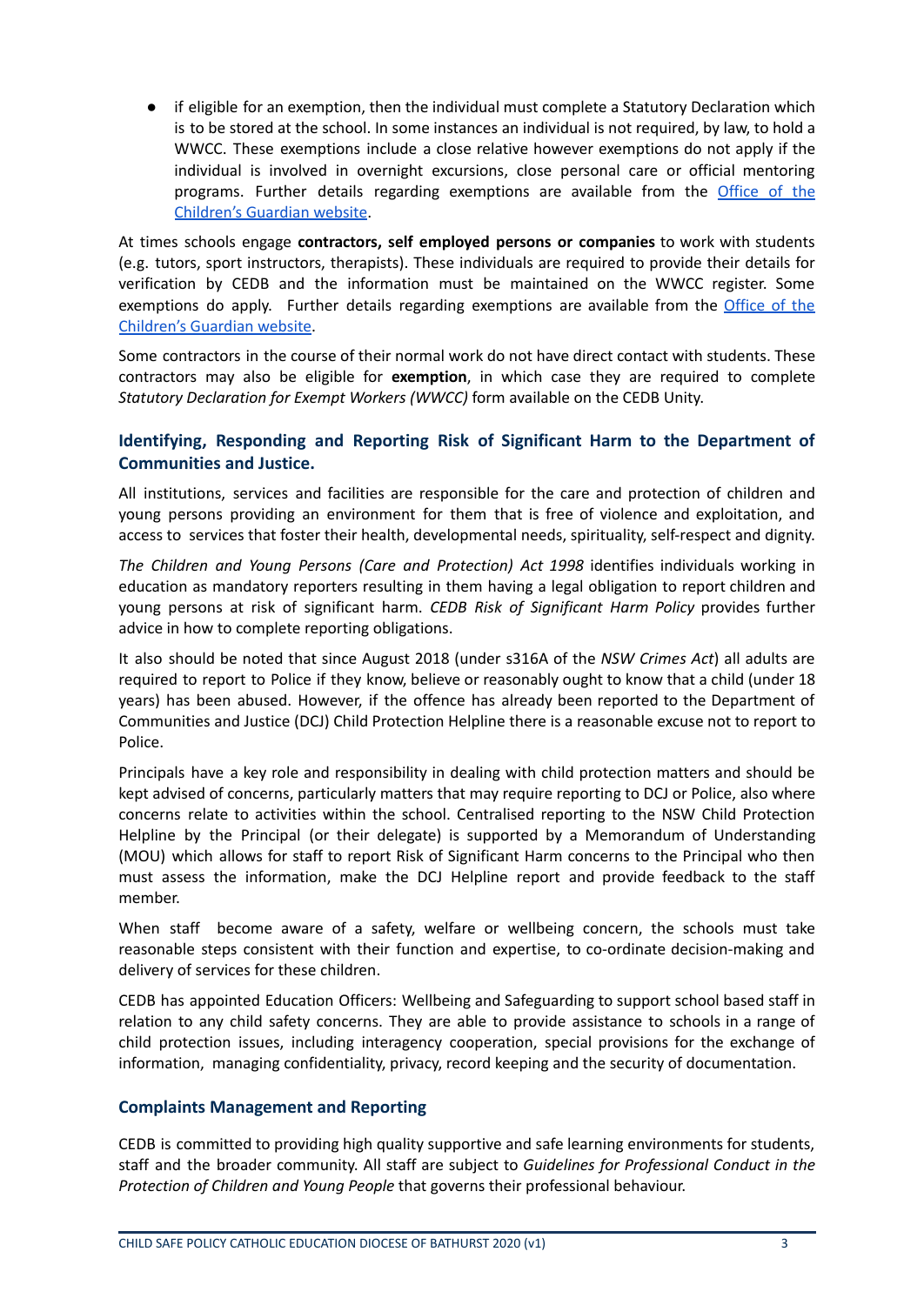- if eligible for an exemption, then the individual must complete a Statutory Declaration which is to be stored at the school. In some instances an individual is not required, by law, to hold a WWCC. These exemptions include a close relative however exemptions do not apply if the individual is involved in overnight excursions, close personal care or official mentoring programs. Further details regarding exemptions are available from the [Office of the Children's Guardian website](#).

At times schools engage **contractors, self employed persons or companies** to work with students (e.g. tutors, sport instructors, therapists). These individuals are required to provide their details for verification by CEDB and the information must be maintained on the WWCC register. Some exemptions do apply. Further details regarding exemptions are available from the [Office of the Children's Guardian website](#).

Some contractors in the course of their normal work do not have direct contact with students. These contractors may also be eligible for **exemption**, in which case they are required to complete *Statutory Declaration for Exempt Workers (WWCC)* form available on the CEDB Unity.

### Identifying, Responding and Reporting Risk of Significant Harm to the Department of Communities and Justice.

All institutions, services and facilities are responsible for the care and protection of children and young persons providing an environment for them that is free of violence and exploitation, and access to services that foster their health, developmental needs, spirituality, self-respect and dignity.

*The Children and Young Persons (Care and Protection) Act 1998* identifies individuals working in education as mandatory reporters resulting in them having a legal obligation to report children and young persons at risk of significant harm. *CEDB Risk of Significant Harm Policy* provides further advice in how to complete reporting obligations.

It also should be noted that since August 2018 (under s316A of the *NSW Crimes Act*) all adults are required to report to Police if they know, believe or reasonably ought to know that a child (under 18 years) has been abused. However, if the offence has already been reported to the Department of Communities and Justice (DCJ) Child Protection Helpline there is a reasonable excuse not to report to Police.

Principals have a key role and responsibility in dealing with child protection matters and should be kept advised of concerns, particularly matters that may require reporting to DCJ or Police, also where concerns relate to activities within the school. Centralised reporting to the NSW Child Protection Helpline by the Principal (or their delegate) is supported by a Memorandum of Understanding (MOU) which allows for staff to report Risk of Significant Harm concerns to the Principal who then must assess the information, make the DCJ Helpline report and provide feedback to the staff member.

When staff become aware of a safety, welfare or wellbeing concern, the schools must take reasonable steps consistent with their function and expertise, to co-ordinate decision-making and delivery of services for these children.

CEDB has appointed Education Officers: Wellbeing and Safeguarding to support school based staff in relation to any child safety concerns. They are able to provide assistance to schools in a range of child protection issues, including interagency cooperation, special provisions for the exchange of information, managing confidentiality, privacy, record keeping and the security of documentation.

### Complaints Management and Reporting

CEDB is committed to providing high quality supportive and safe learning environments for students, staff and the broader community. All staff are subject to *Guidelines for Professional Conduct in the Protection of Children and Young People* that governs their professional behaviour.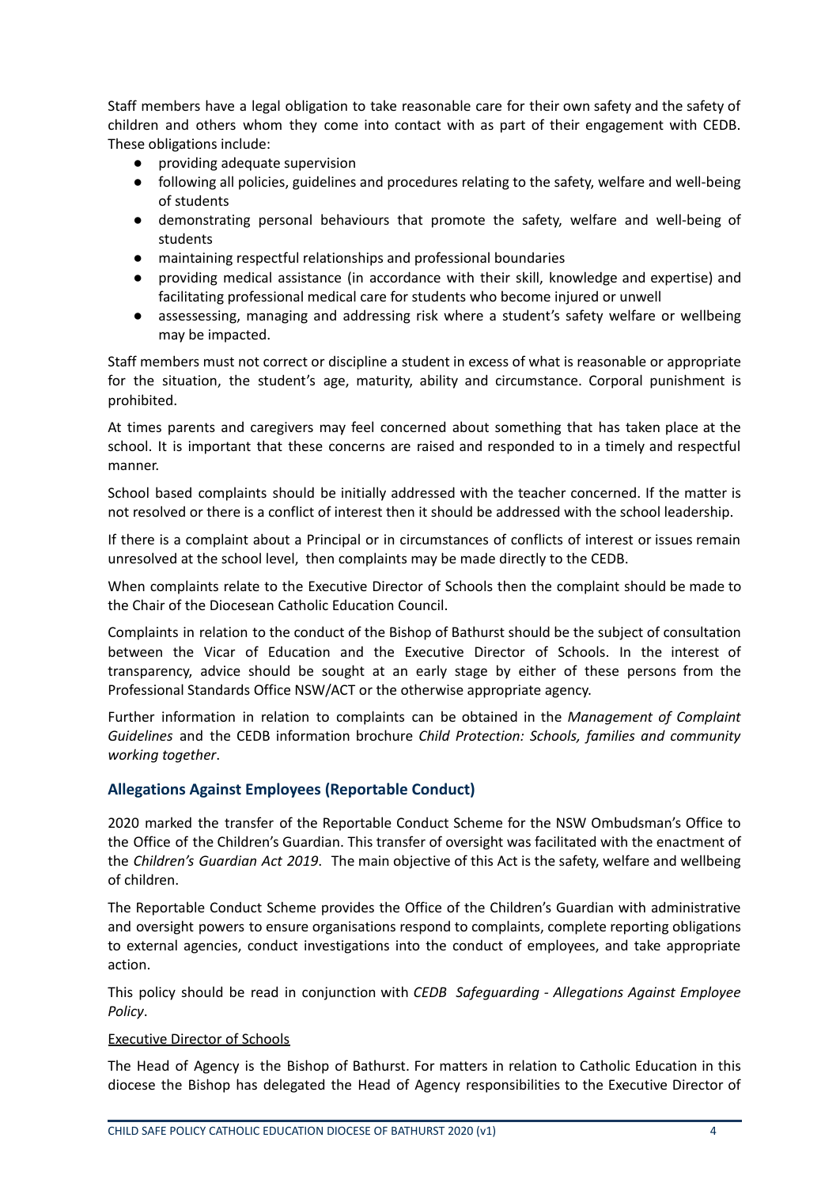Staff members have a legal obligation to take reasonable care for their own safety and the safety of children and others whom they come into contact with as part of their engagement with CEDB. These obligations include:

- providing adequate supervision
- following all policies, guidelines and procedures relating to the safety, welfare and well-being of students
- demonstrating personal behaviours that promote the safety, welfare and well-being of students
- maintaining respectful relationships and professional boundaries
- providing medical assistance (in accordance with their skill, knowledge and expertise) and facilitating professional medical care for students who become injured or unwell
- assessessing, managing and addressing risk where a student's safety welfare or wellbeing may be impacted.

Staff members must not correct or discipline a student in excess of what is reasonable or appropriate for the situation, the student's age, maturity, ability and circumstance. Corporal punishment is prohibited.

At times parents and caregivers may feel concerned about something that has taken place at the school. It is important that these concerns are raised and responded to in a timely and respectful manner.

School based complaints should be initially addressed with the teacher concerned. If the matter is not resolved or there is a conflict of interest then it should be addressed with the school leadership.

If there is a complaint about a Principal or in circumstances of conflicts of interest or issues remain unresolved at the school level, then complaints may be made directly to the CEDB.

When complaints relate to the Executive Director of Schools then the complaint should be made to the Chair of the Diocesean Catholic Education Council.

Complaints in relation to the conduct of the Bishop of Bathurst should be the subject of consultation between the Vicar of Education and the Executive Director of Schools. In the interest of transparency, advice should be sought at an early stage by either of these persons from the Professional Standards Office NSW/ACT or the otherwise appropriate agency.

Further information in relation to complaints can be obtained in the *Management of Complaint Guidelines* and the CEDB information brochure *Child Protection: Schools, families and community working together*.

## Allegations Against Employees (Reportable Conduct)

2020 marked the transfer of the Reportable Conduct Scheme for the NSW Ombudsman's Office to the Office of the Children's Guardian. This transfer of oversight was facilitated with the enactment of the *Children's Guardian Act 2019*. The main objective of this Act is the safety, welfare and wellbeing of children.

The Reportable Conduct Scheme provides the Office of the Children's Guardian with administrative and oversight powers to ensure organisations respond to complaints, complete reporting obligations to external agencies, conduct investigations into the conduct of employees, and take appropriate action.

This policy should be read in conjunction with *CEDB Safeguarding - Allegations Against Employee Policy*.

<u>Executive Director of Schools</u>

The Head of Agency is the Bishop of Bathurst. For matters in relation to Catholic Education in this diocese the Bishop has delegated the Head of Agency responsibilities to the Executive Director of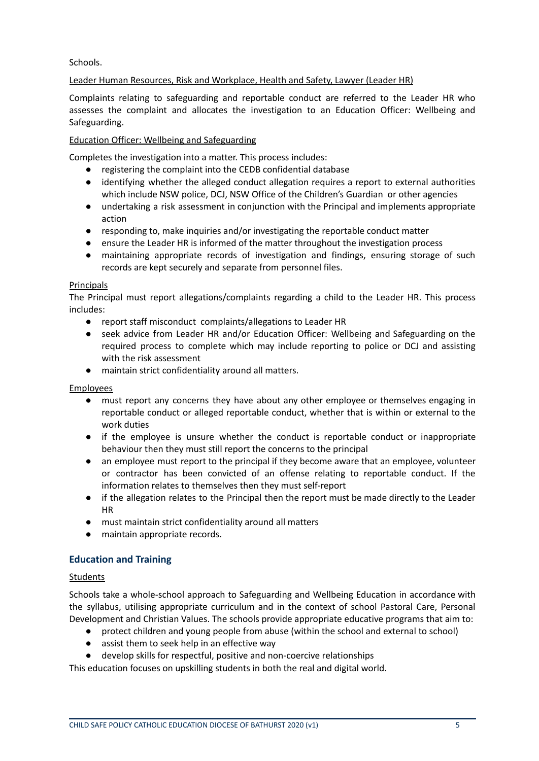Schools.

Leader Human Resources, Risk and Workplace, Health and Safety, Lawyer (Leader HR)

Complaints relating to safeguarding and reportable conduct are referred to the Leader HR who assesses the complaint and allocates the investigation to an Education Officer: Wellbeing and Safeguarding.

Education Officer: Wellbeing and Safeguarding

Completes the investigation into a matter. This process includes:

- registering the complaint into the CEDB confidential database
- identifying whether the alleged conduct allegation requires a report to external authorities which include NSW police, DCJ, NSW Office of the Children's Guardian or other agencies
- undertaking a risk assessment in conjunction with the Principal and implements appropriate action
- responding to, make inquiries and/or investigating the reportable conduct matter
- ensure the Leader HR is informed of the matter throughout the investigation process
- maintaining appropriate records of investigation and findings, ensuring storage of such records are kept securely and separate from personnel files.

Principals

The Principal must report allegations/complaints regarding a child to the Leader HR. This process includes:

- report staff misconduct complaints/allegations to Leader HR
- seek advice from Leader HR and/or Education Officer: Wellbeing and Safeguarding on the required process to complete which may include reporting to police or DCJ and assisting with the risk assessment
- maintain strict confidentiality around all matters.

Employees

- must report any concerns they have about any other employee or themselves engaging in reportable conduct or alleged reportable conduct, whether that is within or external to the work duties
- if the employee is unsure whether the conduct is reportable conduct or inappropriate behaviour then they must still report the concerns to the principal
- an employee must report to the principal if they become aware that an employee, volunteer or contractor has been convicted of an offense relating to reportable conduct. If the information relates to themselves then they must self-report
- if the allegation relates to the Principal then the report must be made directly to the Leader HR
- must maintain strict confidentiality around all matters
- maintain appropriate records.

## Education and Training

Students

Schools take a whole-school approach to Safeguarding and Wellbeing Education in accordance with the syllabus, utilising appropriate curriculum and in the context of school Pastoral Care, Personal Development and Christian Values. The schools provide appropriate educative programs that aim to:

- protect children and young people from abuse (within the school and external to school)
- assist them to seek help in an effective way
- develop skills for respectful, positive and non-coercive relationships

This education focuses on upskilling students in both the real and digital world.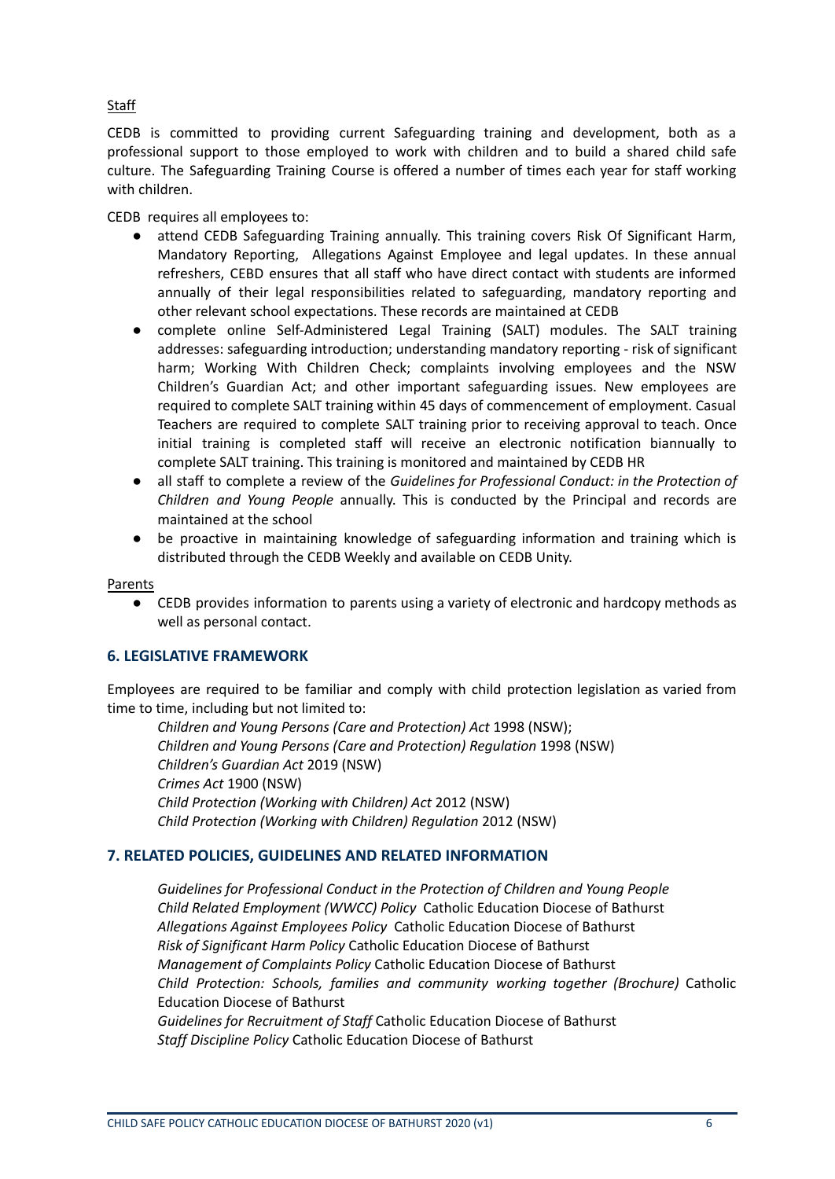Staff

CEDB is committed to providing current Safeguarding training and development, both as a professional support to those employed to work with children and to build a shared child safe culture. The Safeguarding Training Course is offered a number of times each year for staff working with children.

CEDB requires all employees to:

- attend CEDB Safeguarding Training annually. This training covers Risk Of Significant Harm, Mandatory Reporting, Allegations Against Employee and legal updates. In these annual refreshers, CEBD ensures that all staff who have direct contact with students are informed annually of their legal responsibilities related to safeguarding, mandatory reporting and other relevant school expectations. These records are maintained at CEDB
- complete online Self-Administered Legal Training (SALT) modules. The SALT training addresses: safeguarding introduction; understanding mandatory reporting - risk of significant harm; Working With Children Check; complaints involving employees and the NSW Children's Guardian Act; and other important safeguarding issues. New employees are required to complete SALT training within 45 days of commencement of employment. Casual Teachers are required to complete SALT training prior to receiving approval to teach. Once initial training is completed staff will receive an electronic notification biannually to complete SALT training. This training is monitored and maintained by CEDB HR
- all staff to complete a review of the *Guidelines for Professional Conduct: in the Protection of Children and Young People* annually. This is conducted by the Principal and records are maintained at the school
- be proactive in maintaining knowledge of safeguarding information and training which is distributed through the CEDB Weekly and available on CEDB Unity.

Parents

- CEDB provides information to parents using a variety of electronic and hardcopy methods as well as personal contact.

## 6. LEGISLATIVE FRAMEWORK

Employees are required to be familiar and comply with child protection legislation as varied from time to time, including but not limited to:

*Children and Young Persons (Care and Protection) Act* 1998 (NSW);
*Children and Young Persons (Care and Protection) Regulation* 1998 (NSW)
*Children's Guardian Act* 2019 (NSW)
*Crimes Act* 1900 (NSW)
*Child Protection (Working with Children) Act* 2012 (NSW)
*Child Protection (Working with Children) Regulation* 2012 (NSW)

## 7. RELATED POLICIES, GUIDELINES AND RELATED INFORMATION

*Guidelines for Professional Conduct in the Protection of Children and Young People*
*Child Related Employment (WWCC) Policy* Catholic Education Diocese of Bathurst
*Allegations Against Employees Policy* Catholic Education Diocese of Bathurst
*Risk of Significant Harm Policy* Catholic Education Diocese of Bathurst
*Management of Complaints Policy* Catholic Education Diocese of Bathurst
*Child Protection: Schools, families and community working together (Brochure)* Catholic Education Diocese of Bathurst
*Guidelines for Recruitment of Staff* Catholic Education Diocese of Bathurst
*Staff Discipline Policy* Catholic Education Diocese of Bathurst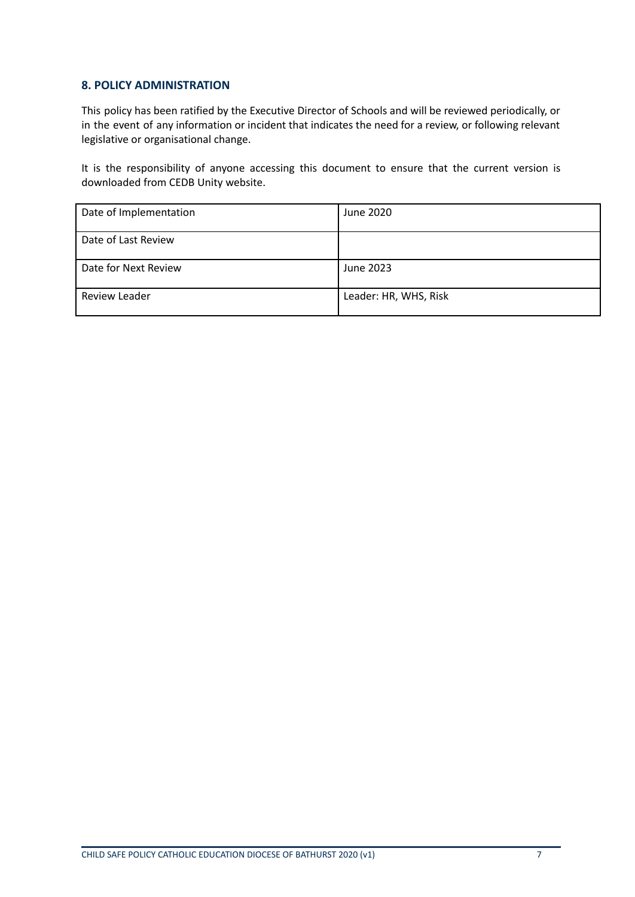## 8. POLICY ADMINISTRATION

This policy has been ratified by the Executive Director of Schools and will be reviewed periodically, or in the event of any information or incident that indicates the need for a review, or following relevant legislative or organisational change.

It is the responsibility of anyone accessing this document to ensure that the current version is downloaded from CEDB Unity website.

| | |
|---|---|
| Date of Implementation | June 2020 |
| Date of Last Review | |
| Date for Next Review | June 2023 |
| Review Leader | Leader: HR, WHS, Risk |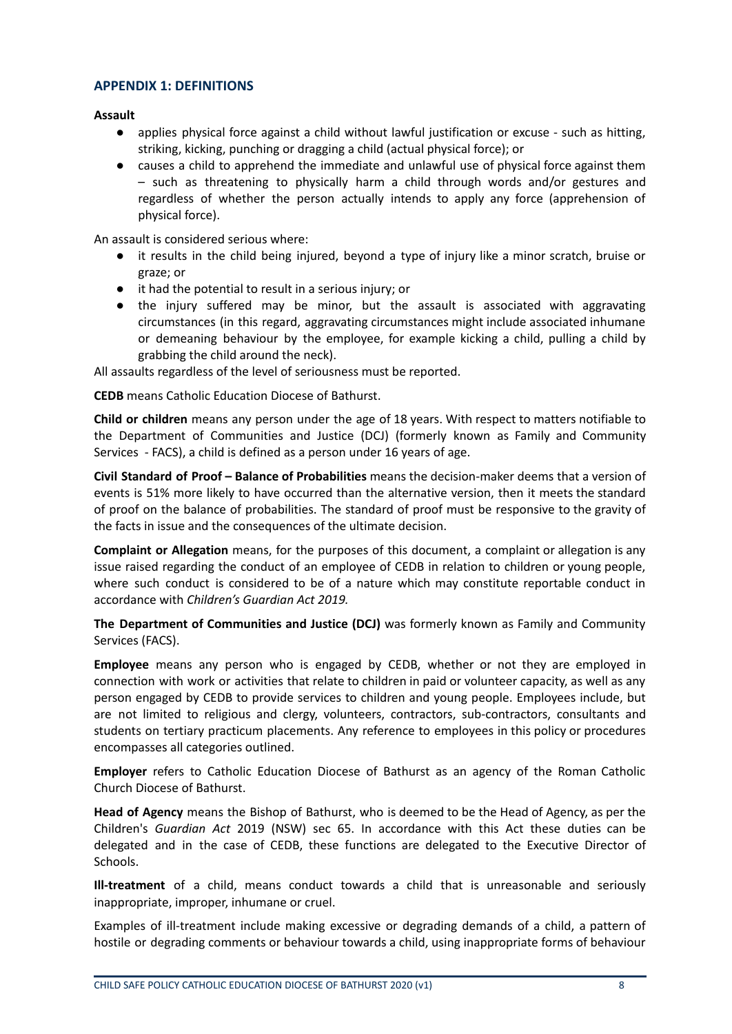## APPENDIX 1: DEFINITIONS

**Assault**

- applies physical force against a child without lawful justification or excuse - such as hitting, striking, kicking, punching or dragging a child (actual physical force); or
- causes a child to apprehend the immediate and unlawful use of physical force against them – such as threatening to physically harm a child through words and/or gestures and regardless of whether the person actually intends to apply any force (apprehension of physical force).

An assault is considered serious where:

- it results in the child being injured, beyond a type of injury like a minor scratch, bruise or graze; or
- it had the potential to result in a serious injury; or
- the injury suffered may be minor, but the assault is associated with aggravating circumstances (in this regard, aggravating circumstances might include associated inhumane or demeaning behaviour by the employee, for example kicking a child, pulling a child by grabbing the child around the neck).

All assaults regardless of the level of seriousness must be reported.

**CEDB** means Catholic Education Diocese of Bathurst.

**Child or children** means any person under the age of 18 years. With respect to matters notifiable to the Department of Communities and Justice (DCJ) (formerly known as Family and Community Services - FACS), a child is defined as a person under 16 years of age.

**Civil Standard of Proof – Balance of Probabilities** means the decision-maker deems that a version of events is 51% more likely to have occurred than the alternative version, then it meets the standard of proof on the balance of probabilities. The standard of proof must be responsive to the gravity of the facts in issue and the consequences of the ultimate decision.

**Complaint or Allegation** means, for the purposes of this document, a complaint or allegation is any issue raised regarding the conduct of an employee of CEDB in relation to children or young people, where such conduct is considered to be of a nature which may constitute reportable conduct in accordance with *Children's Guardian Act 2019.*

**The Department of Communities and Justice (DCJ)** was formerly known as Family and Community Services (FACS).

**Employee** means any person who is engaged by CEDB, whether or not they are employed in connection with work or activities that relate to children in paid or volunteer capacity, as well as any person engaged by CEDB to provide services to children and young people. Employees include, but are not limited to religious and clergy, volunteers, contractors, sub-contractors, consultants and students on tertiary practicum placements. Any reference to employees in this policy or procedures encompasses all categories outlined.

**Employer** refers to Catholic Education Diocese of Bathurst as an agency of the Roman Catholic Church Diocese of Bathurst.

**Head of Agency** means the Bishop of Bathurst, who is deemed to be the Head of Agency, as per the Children's *Guardian Act* 2019 (NSW) sec 65. In accordance with this Act these duties can be delegated and in the case of CEDB, these functions are delegated to the Executive Director of Schools.

**Ill-treatment** of a child, means conduct towards a child that is unreasonable and seriously inappropriate, improper, inhumane or cruel.

Examples of ill-treatment include making excessive or degrading demands of a child, a pattern of hostile or degrading comments or behaviour towards a child, using inappropriate forms of behaviour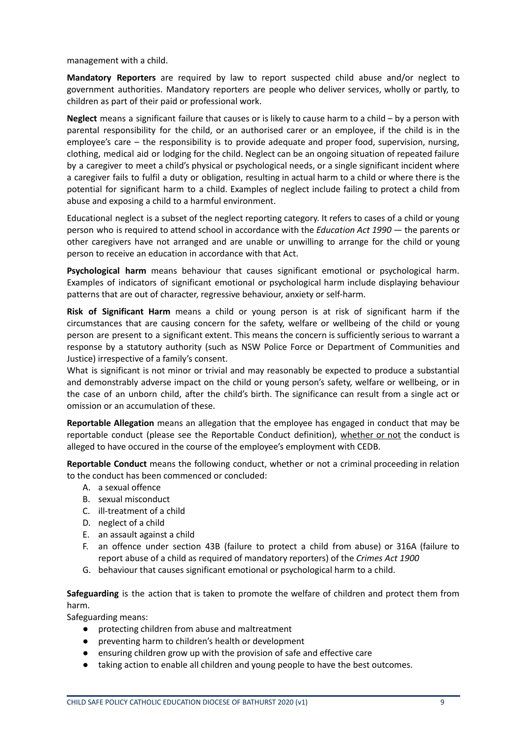management with a child.

**Mandatory Reporters** are required by law to report suspected child abuse and/or neglect to government authorities. Mandatory reporters are people who deliver services, wholly or partly, to children as part of their paid or professional work.

**Neglect** means a significant failure that causes or is likely to cause harm to a child – by a person with parental responsibility for the child, or an authorised carer or an employee, if the child is in the employee's care – the responsibility is to provide adequate and proper food, supervision, nursing, clothing, medical aid or lodging for the child. Neglect can be an ongoing situation of repeated failure by a caregiver to meet a child's physical or psychological needs, or a single significant incident where a caregiver fails to fulfil a duty or obligation, resulting in actual harm to a child or where there is the potential for significant harm to a child. Examples of neglect include failing to protect a child from abuse and exposing a child to a harmful environment.

Educational neglect is a subset of the neglect reporting category. It refers to cases of a child or young person who is required to attend school in accordance with the *Education Act 1990* — the parents or other caregivers have not arranged and are unable or unwilling to arrange for the child or young person to receive an education in accordance with that Act.

**Psychological harm** means behaviour that causes significant emotional or psychological harm. Examples of indicators of significant emotional or psychological harm include displaying behaviour patterns that are out of character, regressive behaviour, anxiety or self-harm.

**Risk of Significant Harm** means a child or young person is at risk of significant harm if the circumstances that are causing concern for the safety, welfare or wellbeing of the child or young person are present to a significant extent. This means the concern is sufficiently serious to warrant a response by a statutory authority (such as NSW Police Force or Department of Communities and Justice) irrespective of a family's consent.
What is significant is not minor or trivial and may reasonably be expected to produce a substantial and demonstrably adverse impact on the child or young person's safety, welfare or wellbeing, or in the case of an unborn child, after the child's birth. The significance can result from a single act or omission or an accumulation of these.

**Reportable Allegation** means an allegation that the employee has engaged in conduct that may be reportable conduct (please see the Reportable Conduct definition), whether or not the conduct is alleged to have occured in the course of the employee's employment with CEDB.

**Reportable Conduct** means the following conduct, whether or not a criminal proceeding in relation to the conduct has been commenced or concluded:

A. a sexual offence
B. sexual misconduct
C. ill-treatment of a child
D. neglect of a child
E. an assault against a child
F. an offence under section 43B (failure to protect a child from abuse) or 316A (failure to report abuse of a child as required of mandatory reporters) of the *Crimes Act 1900*
G. behaviour that causes significant emotional or psychological harm to a child.

**Safeguarding** is the action that is taken to promote the welfare of children and protect them from harm.
Safeguarding means:

- protecting children from abuse and maltreatment
- preventing harm to children's health or development
- ensuring children grow up with the provision of safe and effective care
- taking action to enable all children and young people to have the best outcomes.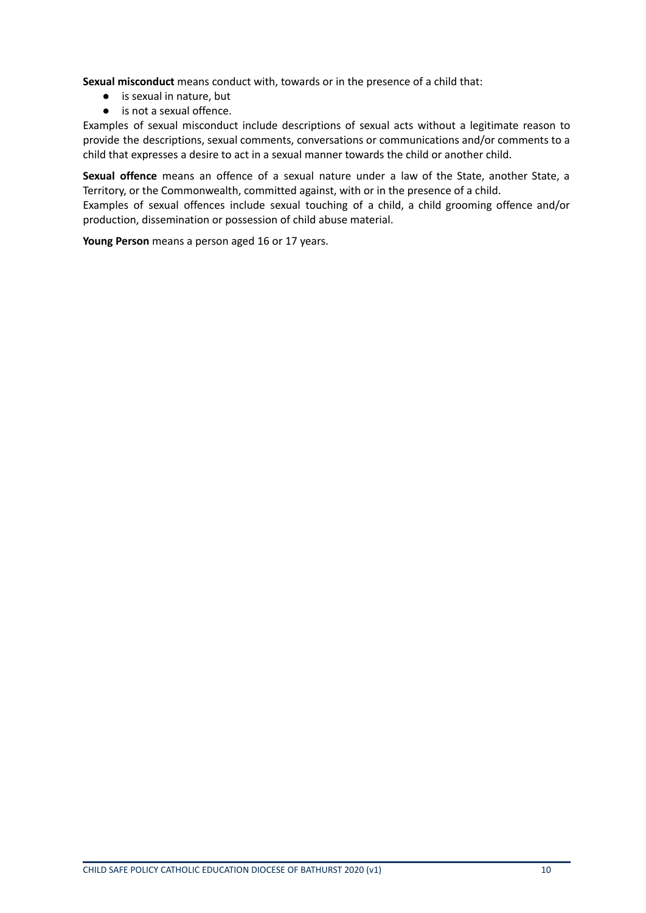**Sexual misconduct** means conduct with, towards or in the presence of a child that:

- is sexual in nature, but
- is not a sexual offence.

Examples of sexual misconduct include descriptions of sexual acts without a legitimate reason to provide the descriptions, sexual comments, conversations or communications and/or comments to a child that expresses a desire to act in a sexual manner towards the child or another child.

**Sexual offence** means an offence of a sexual nature under a law of the State, another State, a Territory, or the Commonwealth, committed against, with or in the presence of a child.
Examples of sexual offences include sexual touching of a child, a child grooming offence and/or production, dissemination or possession of child abuse material.

**Young Person** means a person aged 16 or 17 years.